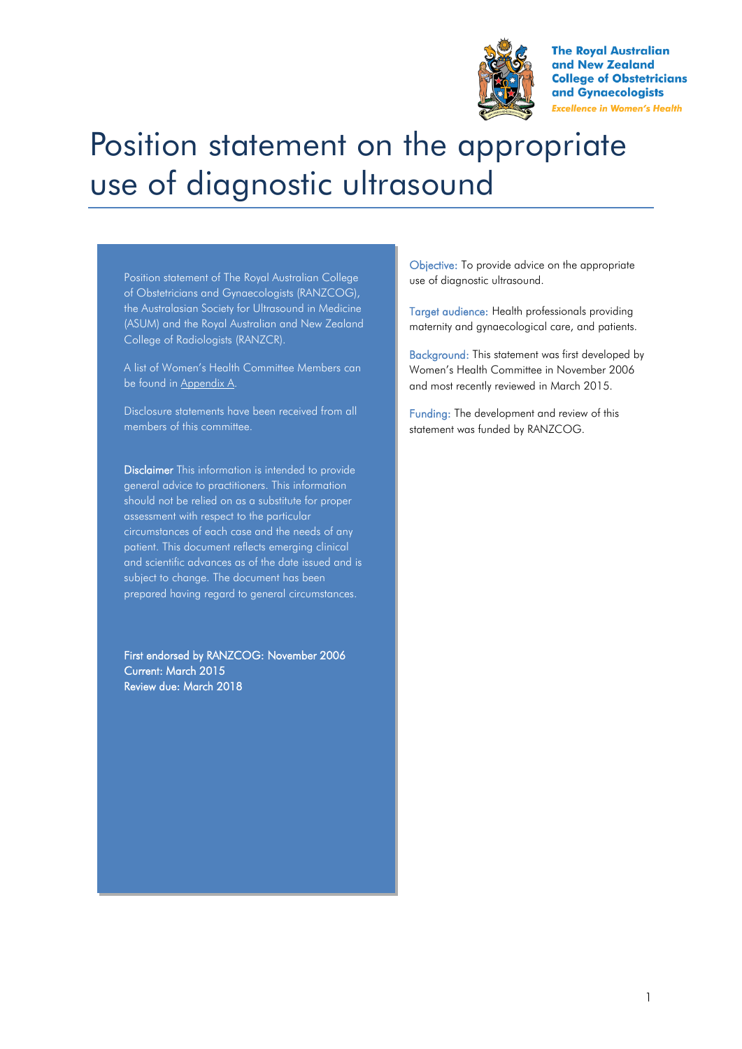The Royal Australian and New Zealand College of Obstetricians and Gynaecologists

*Excellence in Women's Health*

# Position statement on the appropriate use of diagnostic ultrasound

Position statement of The Royal Australian College of Obstetricians and Gynaecologists (RANZCOG), the Australasian Society for Ultrasound in Medicine (ASUM) and the Royal Australian and New Zealand College of Radiologists (RANZCR).

A list of Women's Health Committee Members can be found in Appendix A.

Disclosure statements have been received from all members of this committee.

**Disclaimer** This information is intended to provide general advice to practitioners. This information should not be relied on as a substitute for proper assessment with respect to the particular circumstances of each case and the needs of any patient. This document reflects emerging clinical and scientific advances as of the date issued and is subject to change. The document has been prepared having regard to general circumstances.

**First endorsed by RANZCOG: November 2006**
**Current: March 2015**
**Review due: March 2018**

**Objective:** To provide advice on the appropriate use of diagnostic ultrasound.

**Target audience:** Health professionals providing maternity and gynaecological care, and patients.

**Background:** This statement was first developed by Women's Health Committee in November 2006 and most recently reviewed in March 2015.

**Funding:** The development and review of this statement was funded by RANZCOG.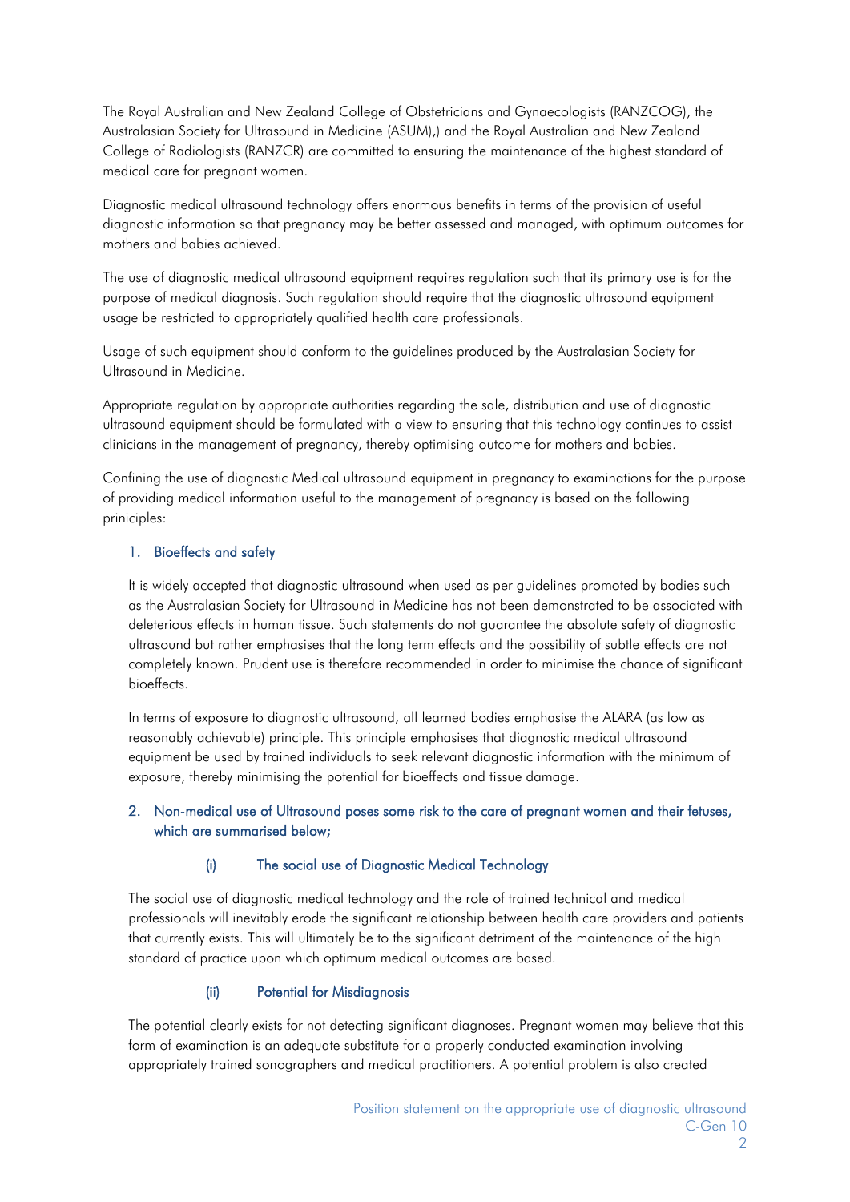The Royal Australian and New Zealand College of Obstetricians and Gynaecologists (RANZCOG), the Australasian Society for Ultrasound in Medicine (ASUM),) and the Royal Australian and New Zealand College of Radiologists (RANZCR) are committed to ensuring the maintenance of the highest standard of medical care for pregnant women.

Diagnostic medical ultrasound technology offers enormous benefits in terms of the provision of useful diagnostic information so that pregnancy may be better assessed and managed, with optimum outcomes for mothers and babies achieved.

The use of diagnostic medical ultrasound equipment requires regulation such that its primary use is for the purpose of medical diagnosis. Such regulation should require that the diagnostic ultrasound equipment usage be restricted to appropriately qualified health care professionals.

Usage of such equipment should conform to the guidelines produced by the Australasian Society for Ultrasound in Medicine.

Appropriate regulation by appropriate authorities regarding the sale, distribution and use of diagnostic ultrasound equipment should be formulated with a view to ensuring that this technology continues to assist clinicians in the management of pregnancy, thereby optimising outcome for mothers and babies.

Confining the use of diagnostic Medical ultrasound equipment in pregnancy to examinations for the purpose of providing medical information useful to the management of pregnancy is based on the following priniciples:

## 1. Bioeffects and safety

It is widely accepted that diagnostic ultrasound when used as per guidelines promoted by bodies such as the Australasian Society for Ultrasound in Medicine has not been demonstrated to be associated with deleterious effects in human tissue. Such statements do not guarantee the absolute safety of diagnostic ultrasound but rather emphasises that the long term effects and the possibility of subtle effects are not completely known. Prudent use is therefore recommended in order to minimise the chance of significant bioeffects.

In terms of exposure to diagnostic ultrasound, all learned bodies emphasise the ALARA (as low as reasonably achievable) principle. This principle emphasises that diagnostic medical ultrasound equipment be used by trained individuals to seek relevant diagnostic information with the minimum of exposure, thereby minimising the potential for bioeffects and tissue damage.

## 2. Non-medical use of Ultrasound poses some risk to the care of pregnant women and their fetuses, which are summarised below;

### (i) The social use of Diagnostic Medical Technology

The social use of diagnostic medical technology and the role of trained technical and medical professionals will inevitably erode the significant relationship between health care providers and patients that currently exists. This will ultimately be to the significant detriment of the maintenance of the high standard of practice upon which optimum medical outcomes are based.

### (ii) Potential for Misdiagnosis

The potential clearly exists for not detecting significant diagnoses. Pregnant women may believe that this form of examination is an adequate substitute for a properly conducted examination involving appropriately trained sonographers and medical practitioners. A potential problem is also created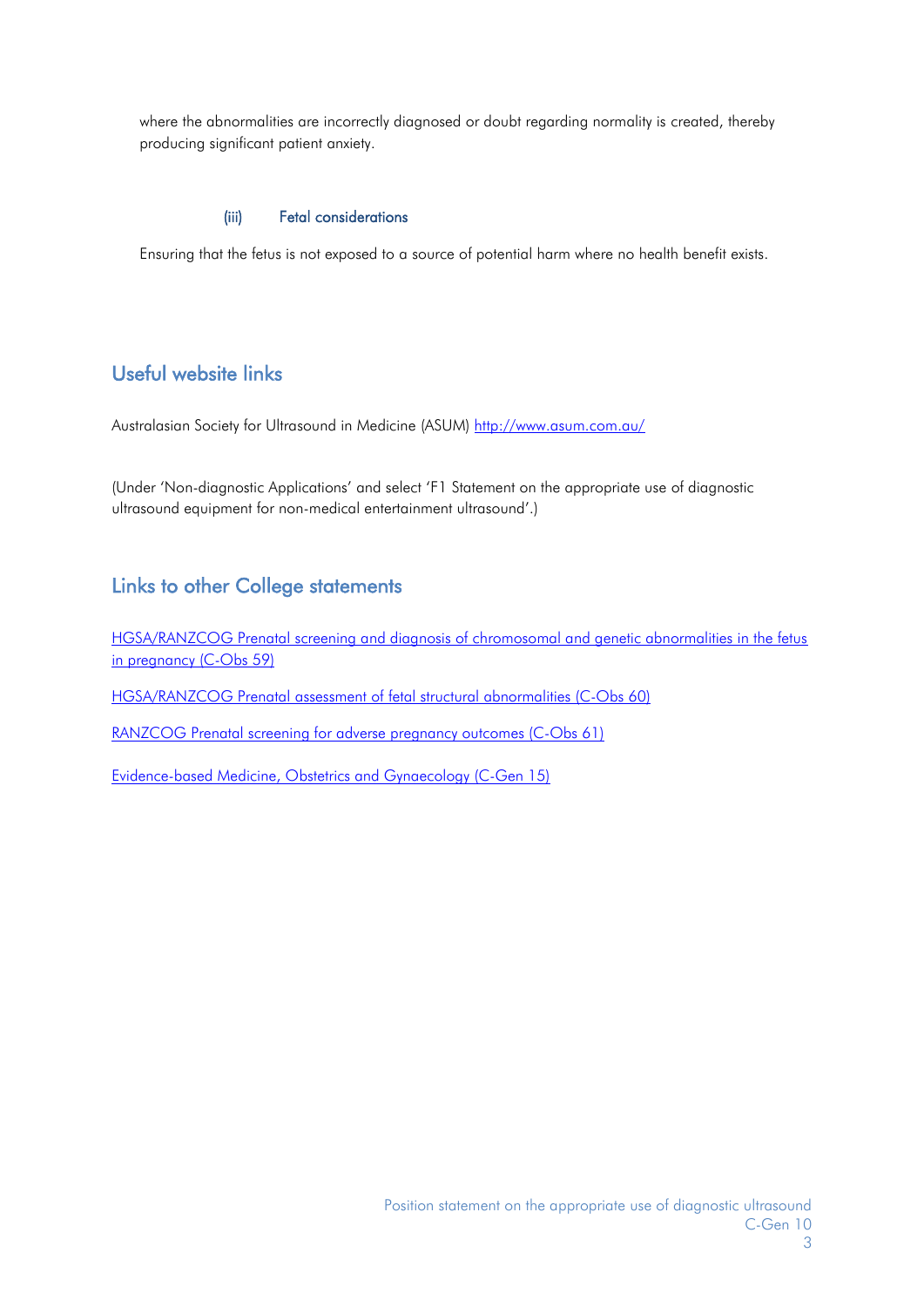where the abnormalities are incorrectly diagnosed or doubt regarding normality is created, thereby producing significant patient anxiety.

#### (iii) Fetal considerations

Ensuring that the fetus is not exposed to a source of potential harm where no health benefit exists.

## Useful website links

Australasian Society for Ultrasound in Medicine (ASUM) [http://www.asum.com.au/](http://www.asum.com.au/)

(Under 'Non-diagnostic Applications' and select 'F1 Statement on the appropriate use of diagnostic ultrasound equipment for non-medical entertainment ultrasound'.)

## Links to other College statements

HGSA/RANZCOG Prenatal screening and diagnosis of chromosomal and genetic abnormalities in the fetus in pregnancy (C-Obs 59)

HGSA/RANZCOG Prenatal assessment of fetal structural abnormalities (C-Obs 60)

RANZCOG Prenatal screening for adverse pregnancy outcomes (C-Obs 61)

Evidence-based Medicine, Obstetrics and Gynaecology (C-Gen 15)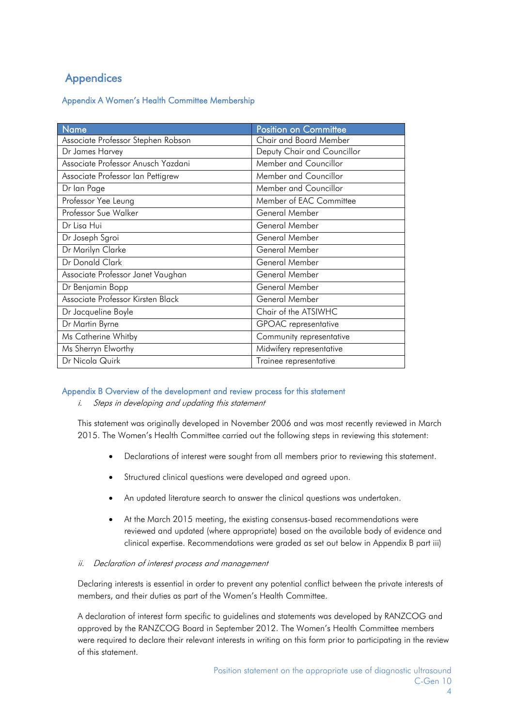# Appendices

## Appendix A Women's Health Committee Membership

| Name | Position on Committee |
|---|---|
| Associate Professor Stephen Robson | Chair and Board Member |
| Dr James Harvey | Deputy Chair and Councillor |
| Associate Professor Anusch Yazdani | Member and Councillor |
| Associate Professor Ian Pettigrew | Member and Councillor |
| Dr Ian Page | Member and Councillor |
| Professor Yee Leung | Member of EAC Committee |
| Professor Sue Walker | General Member |
| Dr Lisa Hui | General Member |
| Dr Joseph Sgroi | General Member |
| Dr Marilyn Clarke | General Member |
| Dr Donald Clark | General Member |
| Associate Professor Janet Vaughan | General Member |
| Dr Benjamin Bopp | General Member |
| Associate Professor Kirsten Black | General Member |
| Dr Jacqueline Boyle | Chair of the ATSIWHC |
| Dr Martin Byrne | GPOAC representative |
| Ms Catherine Whitby | Community representative |
| Ms Sherryn Elworthy | Midwifery representative |
| Dr Nicola Quirk | Trainee representative |

## Appendix B Overview of the development and review process for this statement

### *i. Steps in developing and updating this statement*

This statement was originally developed in November 2006 and was most recently reviewed in March 2015. The Women's Health Committee carried out the following steps in reviewing this statement:

- Declarations of interest were sought from all members prior to reviewing this statement.
- Structured clinical questions were developed and agreed upon.
- An updated literature search to answer the clinical questions was undertaken.
- At the March 2015 meeting, the existing consensus-based recommendations were reviewed and updated (where appropriate) based on the available body of evidence and clinical expertise. Recommendations were graded as set out below in Appendix B part iii)

### *ii. Declaration of interest process and management*

Declaring interests is essential in order to prevent any potential conflict between the private interests of members, and their duties as part of the Women's Health Committee.

A declaration of interest form specific to guidelines and statements was developed by RANZCOG and approved by the RANZCOG Board in September 2012. The Women's Health Committee members were required to declare their relevant interests in writing on this form prior to participating in the review of this statement.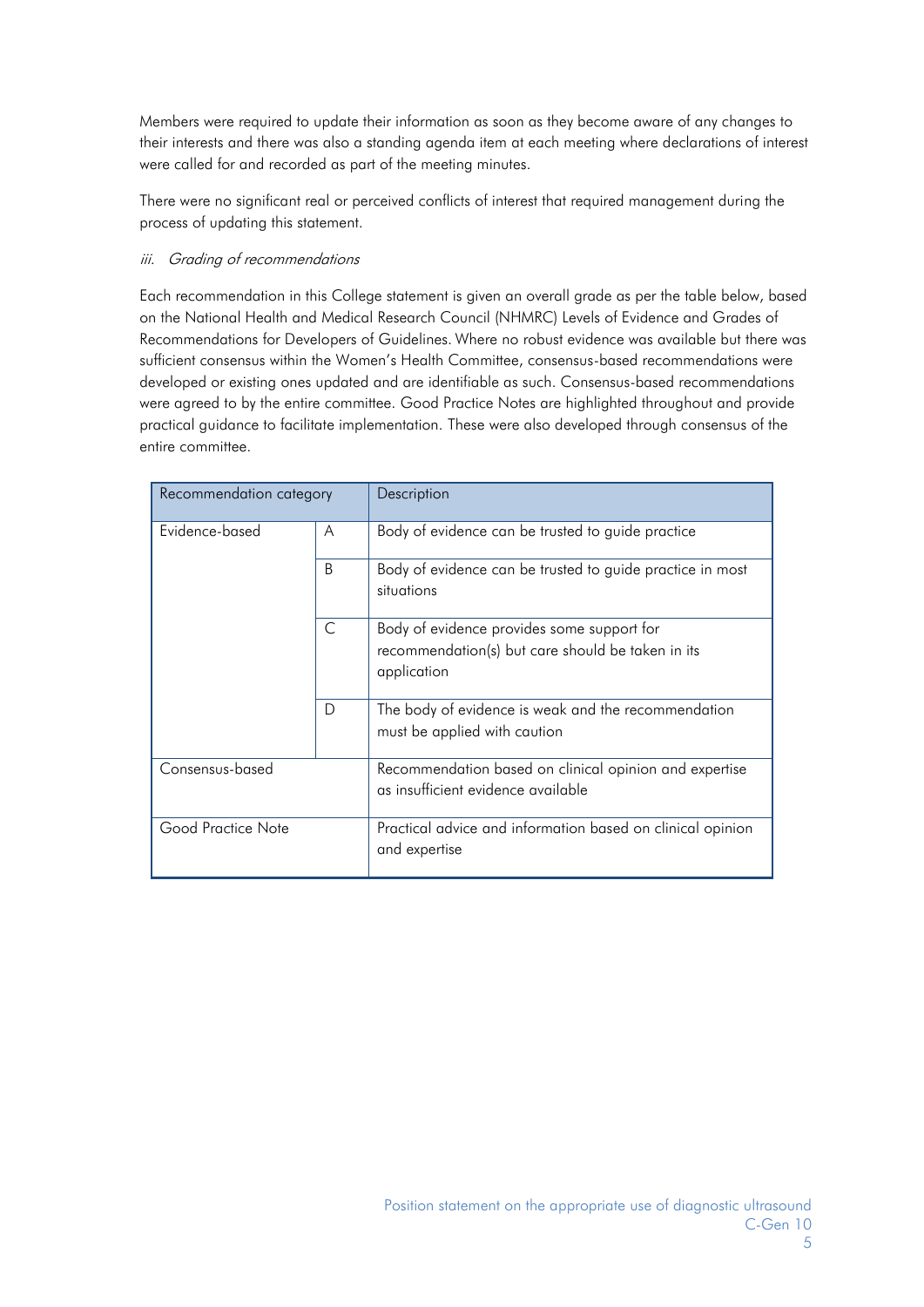Members were required to update their information as soon as they become aware of any changes to their interests and there was also a standing agenda item at each meeting where declarations of interest were called for and recorded as part of the meeting minutes.

There were no significant real or perceived conflicts of interest that required management during the process of updating this statement.

*iii. Grading of recommendations*

Each recommendation in this College statement is given an overall grade as per the table below, based on the National Health and Medical Research Council (NHMRC) Levels of Evidence and Grades of Recommendations for Developers of Guidelines. Where no robust evidence was available but there was sufficient consensus within the Women's Health Committee, consensus-based recommendations were developed or existing ones updated and are identifiable as such. Consensus-based recommendations were agreed to by the entire committee. Good Practice Notes are highlighted throughout and provide practical guidance to facilitate implementation. These were also developed through consensus of the entire committee.

| Recommendation category | | Description |
|---|---|---|
| Evidence-based | A | Body of evidence can be trusted to guide practice |
| | B | Body of evidence can be trusted to guide practice in most situations |
| | C | Body of evidence provides some support for recommendation(s) but care should be taken in its application |
| | D | The body of evidence is weak and the recommendation must be applied with caution |
| Consensus-based | | Recommendation based on clinical opinion and expertise as insufficient evidence available |
| Good Practice Note | | Practical advice and information based on clinical opinion and expertise |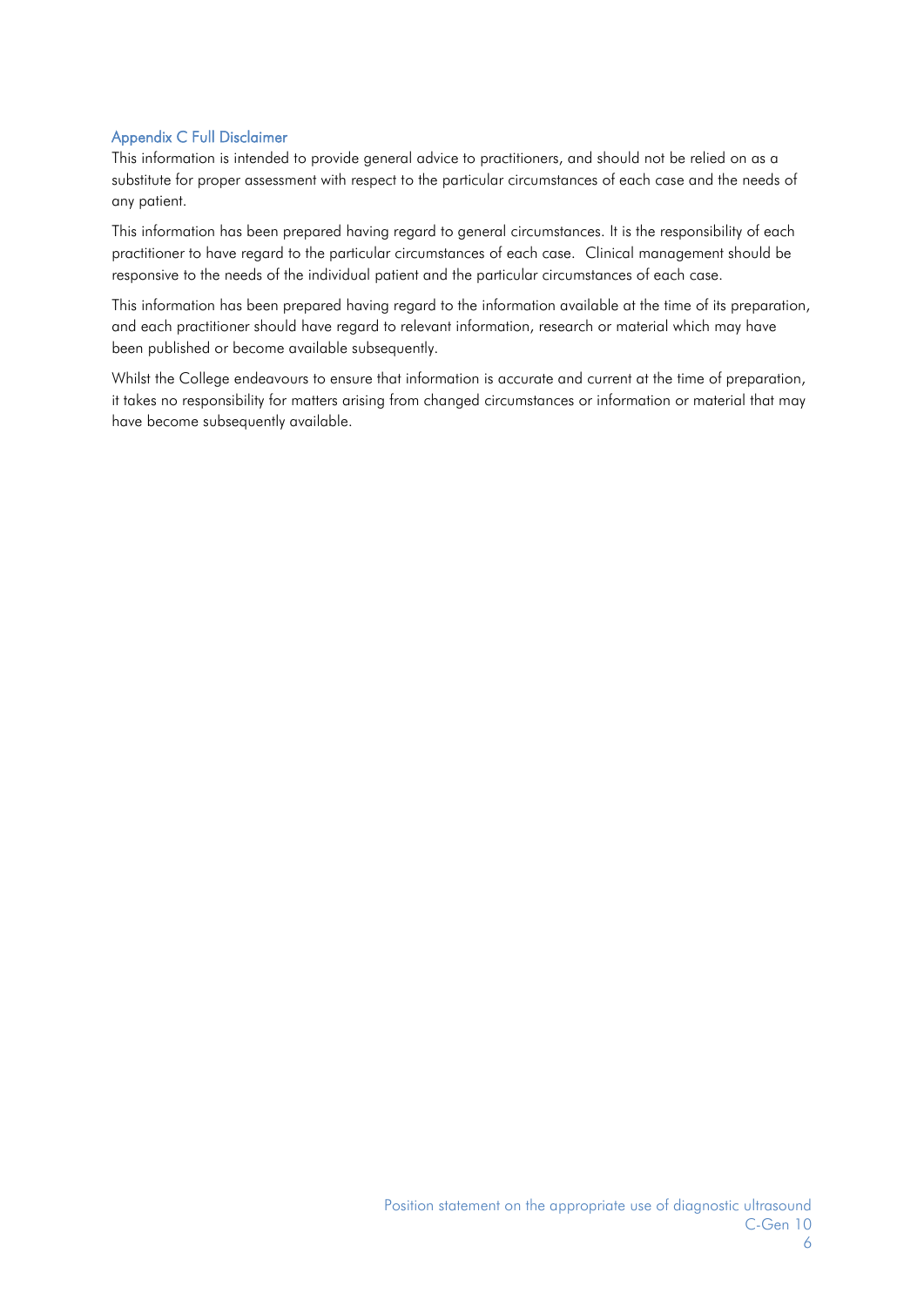## Appendix C Full Disclaimer

This information is intended to provide general advice to practitioners, and should not be relied on as a substitute for proper assessment with respect to the particular circumstances of each case and the needs of any patient.

This information has been prepared having regard to general circumstances. It is the responsibility of each practitioner to have regard to the particular circumstances of each case. Clinical management should be responsive to the needs of the individual patient and the particular circumstances of each case.

This information has been prepared having regard to the information available at the time of its preparation, and each practitioner should have regard to relevant information, research or material which may have been published or become available subsequently.

Whilst the College endeavours to ensure that information is accurate and current at the time of preparation, it takes no responsibility for matters arising from changed circumstances or information or material that may have become subsequently available.